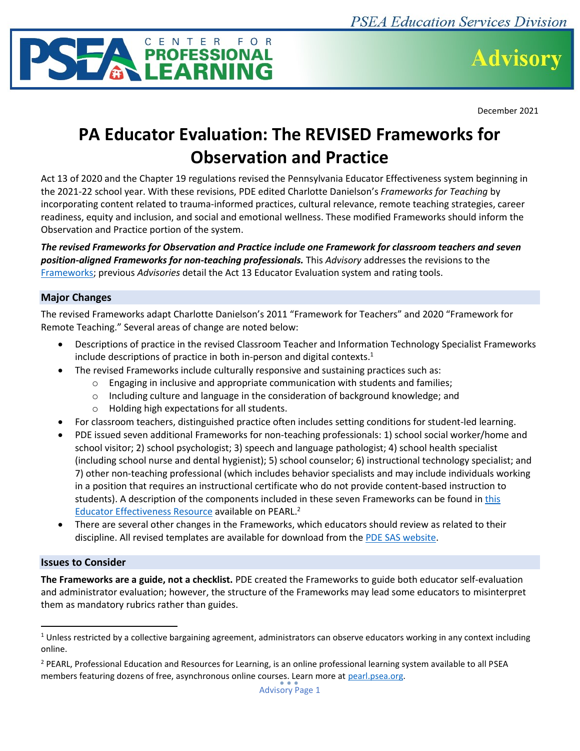PSEA Education Services Division

PSEA Center for Professional Learning — Advisory

December 2021

# PA Educator Evaluation: The REVISED Frameworks for Observation and Practice

Act 13 of 2020 and the Chapter 19 regulations revised the Pennsylvania Educator Effectiveness system beginning in the 2021-22 school year. With these revisions, PDE edited Charlotte Danielson's *Frameworks for Teaching* by incorporating content related to trauma-informed practices, cultural relevance, remote teaching strategies, career readiness, equity and inclusion, and social and emotional wellness. These modified Frameworks should inform the Observation and Practice portion of the system.

***The revised Frameworks for Observation and Practice include one Framework for classroom teachers and seven position-aligned Frameworks for non-teaching professionals.*** This *Advisory* addresses the revisions to the Frameworks; previous *Advisories* detail the Act 13 Educator Evaluation system and rating tools.

## Major Changes

The revised Frameworks adapt Charlotte Danielson's 2011 "Framework for Teachers" and 2020 "Framework for Remote Teaching." Several areas of change are noted below:

- Descriptions of practice in the revised Classroom Teacher and Information Technology Specialist Frameworks include descriptions of practice in both in-person and digital contexts.[1]
- The revised Frameworks include culturally responsive and sustaining practices such as:
  - Engaging in inclusive and appropriate communication with students and families;
  - Including culture and language in the consideration of background knowledge; and
  - Holding high expectations for all students.
- For classroom teachers, distinguished practice often includes setting conditions for student-led learning.
- PDE issued seven additional Frameworks for non-teaching professionals: 1) school social worker/home and school visitor; 2) school psychologist; 3) speech and language pathologist; 4) school health specialist (including school nurse and dental hygienist); 5) school counselor; 6) instructional technology specialist; and 7) other non-teaching professional (which includes behavior specialists and may include individuals working in a position that requires an instructional certificate who do not provide content-based instruction to students). A description of the components included in these seven Frameworks can be found in this Educator Effectiveness Resource available on PEARL.[2]
- There are several other changes in the Frameworks, which educators should review as related to their discipline. All revised templates are available for download from the PDE SAS website.

## Issues to Consider

**The Frameworks are a guide, not a checklist.** PDE created the Frameworks to guide both educator self-evaluation and administrator evaluation; however, the structure of the Frameworks may lead some educators to misinterpret them as mandatory rubrics rather than guides.

---

[1] Unless restricted by a collective bargaining agreement, administrators can observe educators working in any context including online.

[2] PEARL, Professional Education and Resources for Learning, is an online professional learning system available to all PSEA members featuring dozens of free, asynchronous online courses. Learn more at pearl.psea.org.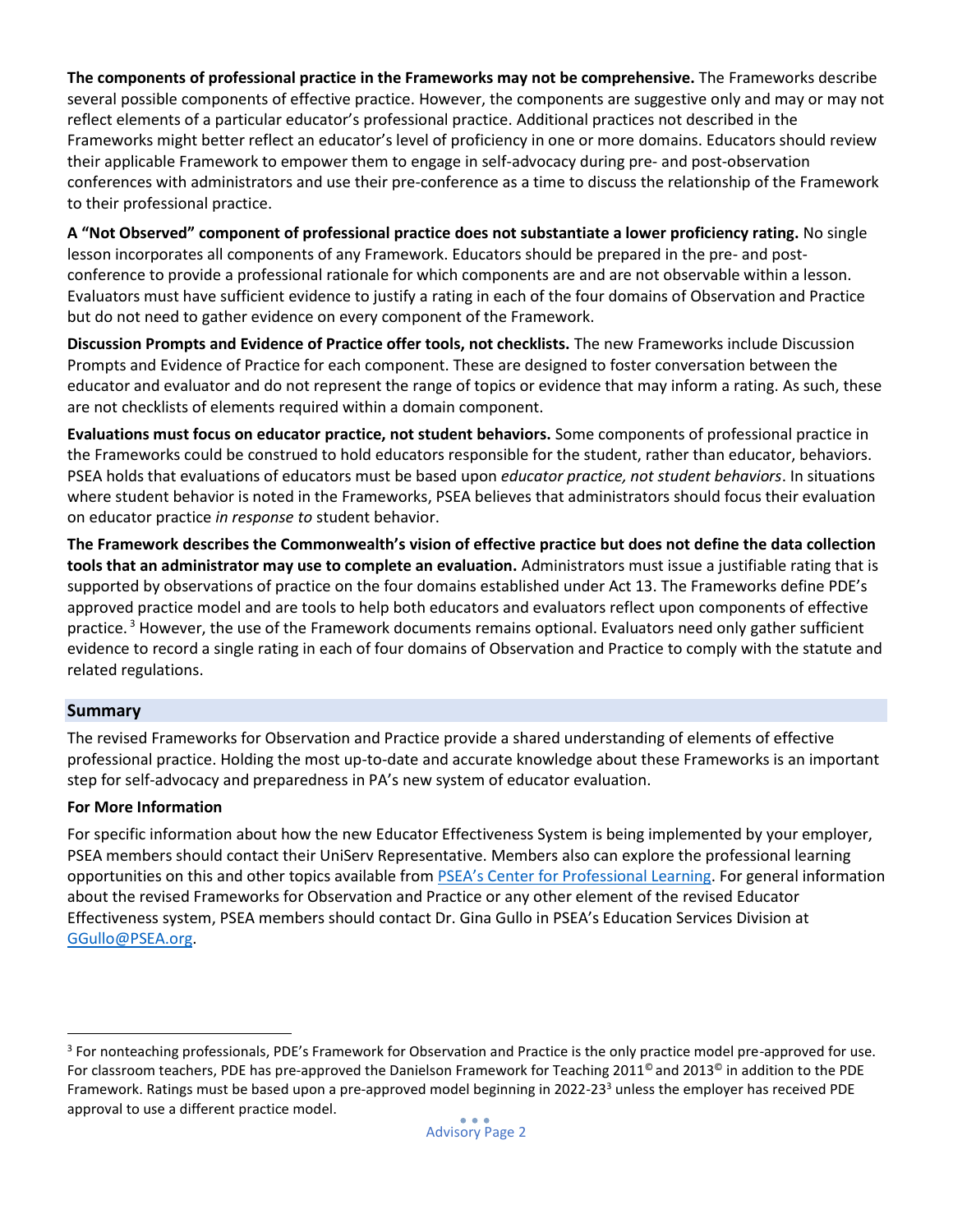**The components of professional practice in the Frameworks may not be comprehensive.** The Frameworks describe several possible components of effective practice. However, the components are suggestive only and may or may not reflect elements of a particular educator's professional practice. Additional practices not described in the Frameworks might better reflect an educator's level of proficiency in one or more domains. Educators should review their applicable Framework to empower them to engage in self-advocacy during pre- and post-observation conferences with administrators and use their pre-conference as a time to discuss the relationship of the Framework to their professional practice.

**A "Not Observed" component of professional practice does not substantiate a lower proficiency rating.** No single lesson incorporates all components of any Framework. Educators should be prepared in the pre- and post-conference to provide a professional rationale for which components are and are not observable within a lesson. Evaluators must have sufficient evidence to justify a rating in each of the four domains of Observation and Practice but do not need to gather evidence on every component of the Framework.

**Discussion Prompts and Evidence of Practice offer tools, not checklists.** The new Frameworks include Discussion Prompts and Evidence of Practice for each component. These are designed to foster conversation between the educator and evaluator and do not represent the range of topics or evidence that may inform a rating. As such, these are not checklists of elements required within a domain component.

**Evaluations must focus on educator practice, not student behaviors.** Some components of professional practice in the Frameworks could be construed to hold educators responsible for the student, rather than educator, behaviors. PSEA holds that evaluations of educators must be based upon *educator practice, not student behaviors*. In situations where student behavior is noted in the Frameworks, PSEA believes that administrators should focus their evaluation on educator practice *in response to* student behavior.

**The Framework describes the Commonwealth's vision of effective practice but does not define the data collection tools that an administrator may use to complete an evaluation.** Administrators must issue a justifiable rating that is supported by observations of practice on the four domains established under Act 13. The Frameworks define PDE's approved practice model and are tools to help both educators and evaluators reflect upon components of effective practice.[3] However, the use of the Framework documents remains optional. Evaluators need only gather sufficient evidence to record a single rating in each of four domains of Observation and Practice to comply with the statute and related regulations.

## Summary

The revised Frameworks for Observation and Practice provide a shared understanding of elements of effective professional practice. Holding the most up-to-date and accurate knowledge about these Frameworks is an important step for self-advocacy and preparedness in PA's new system of educator evaluation.

### For More Information

For specific information about how the new Educator Effectiveness System is being implemented by your employer, PSEA members should contact their UniServ Representative. Members also can explore the professional learning opportunities on this and other topics available from [PSEA's Center for Professional Learning](). For general information about the revised Frameworks for Observation and Practice or any other element of the revised Educator Effectiveness system, PSEA members should contact Dr. Gina Gullo in PSEA's Education Services Division at [GGullo@PSEA.org]().

---

[3] For nonteaching professionals, PDE's Framework for Observation and Practice is the only practice model pre-approved for use. For classroom teachers, PDE has pre-approved the Danielson Framework for Teaching 2011© and 2013© in addition to the PDE Framework. Ratings must be based upon a pre-approved model beginning in 2022-23[3] unless the employer has received PDE approval to use a different practice model.